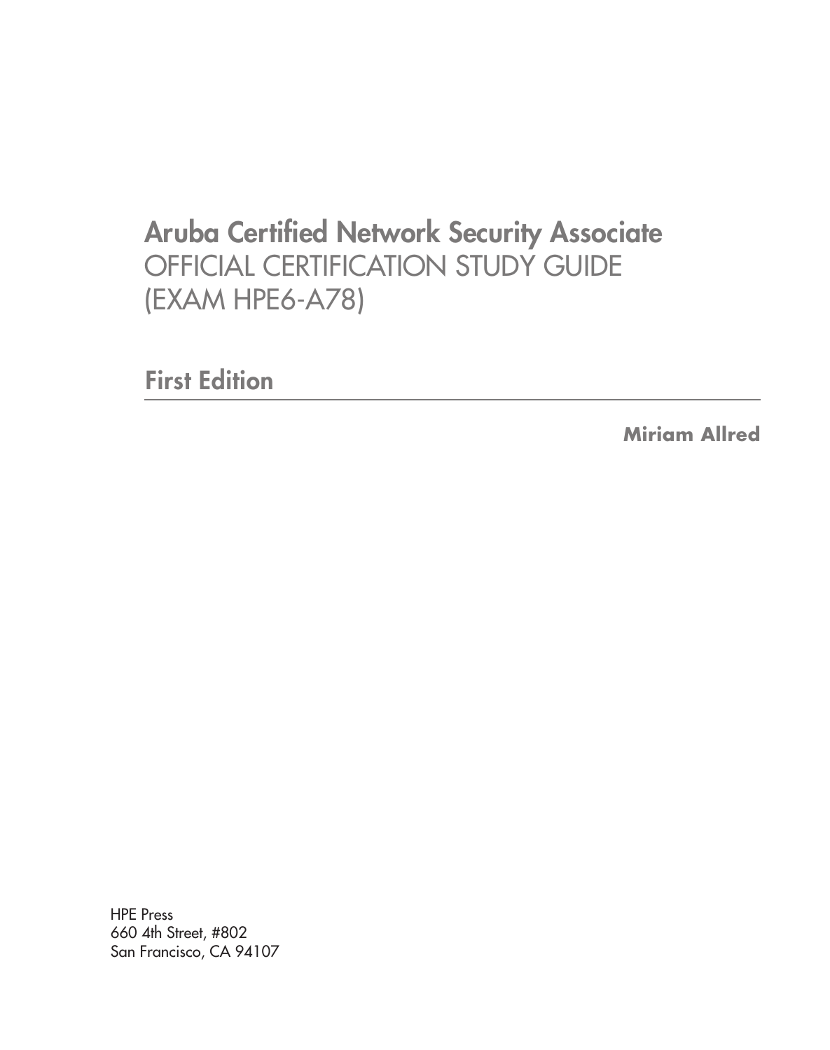# Aruba Certified Network Security Associate

OFFICIAL CERTIFICATION STUDY GUIDE
(EXAM HPE6-A78)

## First Edition

**Miriam Allred**

HPE Press
660 4th Street, #802
San Francisco, CA 94107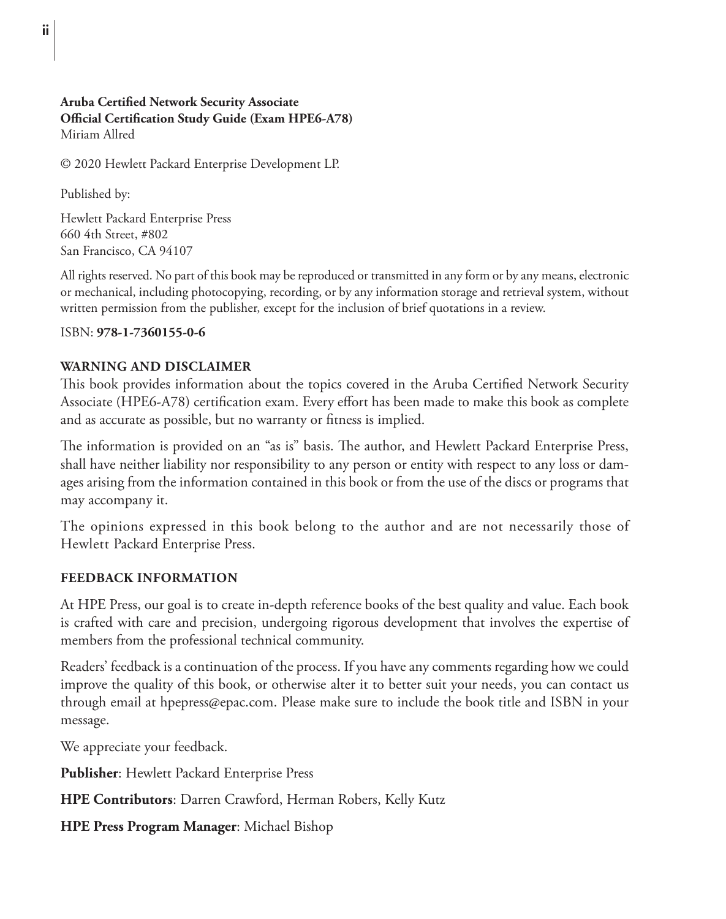**Aruba Certified Network Security Associate**
**Official Certification Study Guide (Exam HPE6-A78)**
Miriam Allred

© 2020 Hewlett Packard Enterprise Development LP.

Published by:

Hewlett Packard Enterprise Press
660 4th Street, #802
San Francisco, CA 94107

All rights reserved. No part of this book may be reproduced or transmitted in any form or by any means, electronic or mechanical, including photocopying, recording, or by any information storage and retrieval system, without written permission from the publisher, except for the inclusion of brief quotations in a review.

ISBN: **978-1-7360155-0-6**

**WARNING AND DISCLAIMER**

This book provides information about the topics covered in the Aruba Certified Network Security Associate (HPE6-A78) certification exam. Every effort has been made to make this book as complete and as accurate as possible, but no warranty or fitness is implied.

The information is provided on an "as is" basis. The author, and Hewlett Packard Enterprise Press, shall have neither liability nor responsibility to any person or entity with respect to any loss or damages arising from the information contained in this book or from the use of the discs or programs that may accompany it.

The opinions expressed in this book belong to the author and are not necessarily those of Hewlett Packard Enterprise Press.

**FEEDBACK INFORMATION**

At HPE Press, our goal is to create in-depth reference books of the best quality and value. Each book is crafted with care and precision, undergoing rigorous development that involves the expertise of members from the professional technical community.

Readers' feedback is a continuation of the process. If you have any comments regarding how we could improve the quality of this book, or otherwise alter it to better suit your needs, you can contact us through email at hpepress@epac.com. Please make sure to include the book title and ISBN in your message.

We appreciate your feedback.

**Publisher**: Hewlett Packard Enterprise Press

**HPE Contributors**: Darren Crawford, Herman Robers, Kelly Kutz

**HPE Press Program Manager**: Michael Bishop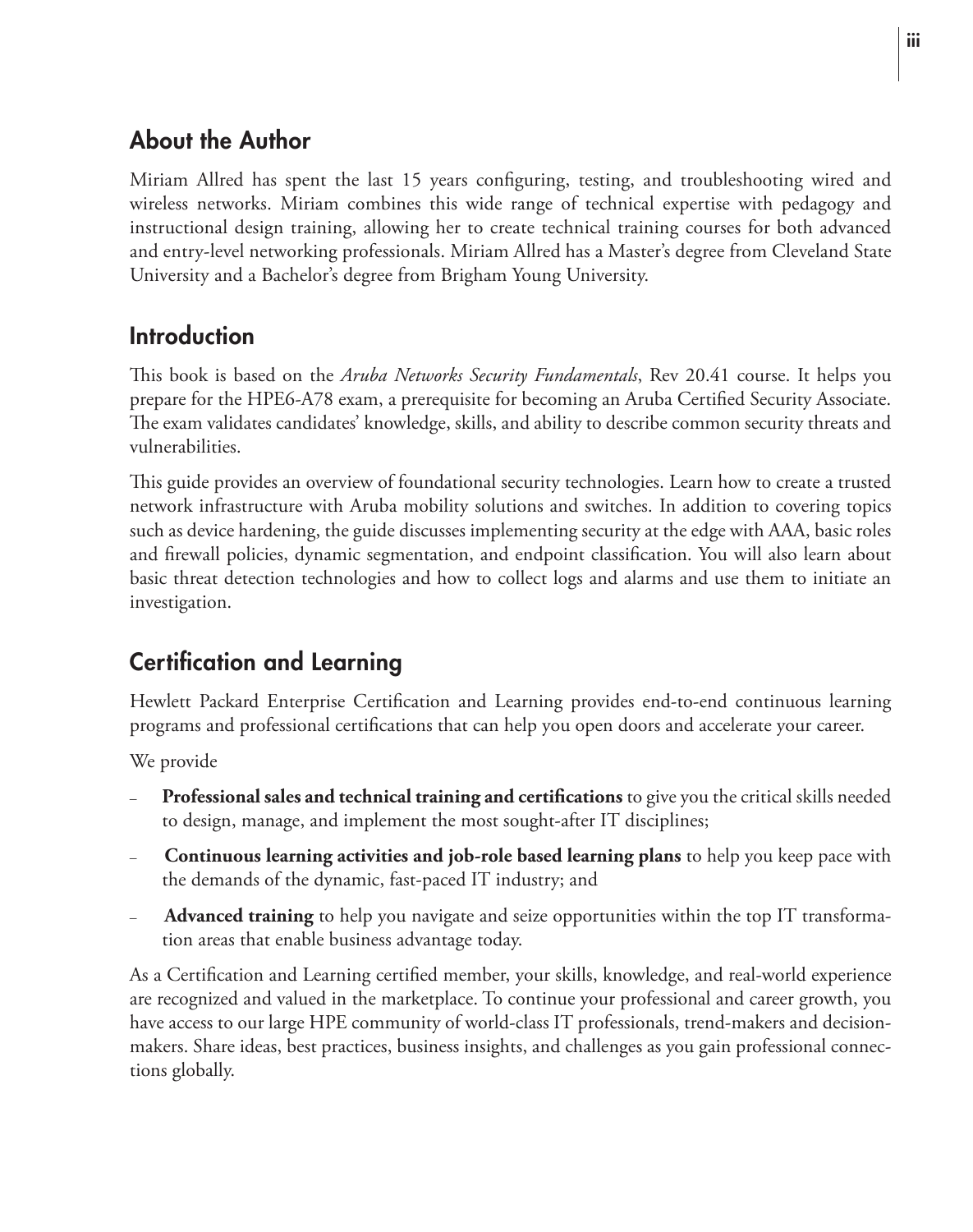## About the Author

Miriam Allred has spent the last 15 years configuring, testing, and troubleshooting wired and wireless networks. Miriam combines this wide range of technical expertise with pedagogy and instructional design training, allowing her to create technical training courses for both advanced and entry-level networking professionals. Miriam Allred has a Master's degree from Cleveland State University and a Bachelor's degree from Brigham Young University.

## Introduction

This book is based on the *Aruba Networks Security Fundamentals*, Rev 20.41 course. It helps you prepare for the HPE6-A78 exam, a prerequisite for becoming an Aruba Certified Security Associate. The exam validates candidates' knowledge, skills, and ability to describe common security threats and vulnerabilities.

This guide provides an overview of foundational security technologies. Learn how to create a trusted network infrastructure with Aruba mobility solutions and switches. In addition to covering topics such as device hardening, the guide discusses implementing security at the edge with AAA, basic roles and firewall policies, dynamic segmentation, and endpoint classification. You will also learn about basic threat detection technologies and how to collect logs and alarms and use them to initiate an investigation.

## Certification and Learning

Hewlett Packard Enterprise Certification and Learning provides end-to-end continuous learning programs and professional certifications that can help you open doors and accelerate your career.

We provide

- **Professional sales and technical training and certifications** to give you the critical skills needed to design, manage, and implement the most sought-after IT disciplines;
- **Continuous learning activities and job-role based learning plans** to help you keep pace with the demands of the dynamic, fast-paced IT industry; and
- **Advanced training** to help you navigate and seize opportunities within the top IT transformation areas that enable business advantage today.

As a Certification and Learning certified member, your skills, knowledge, and real-world experience are recognized and valued in the marketplace. To continue your professional and career growth, you have access to our large HPE community of world-class IT professionals, trend-makers and decision-makers. Share ideas, best practices, business insights, and challenges as you gain professional connections globally.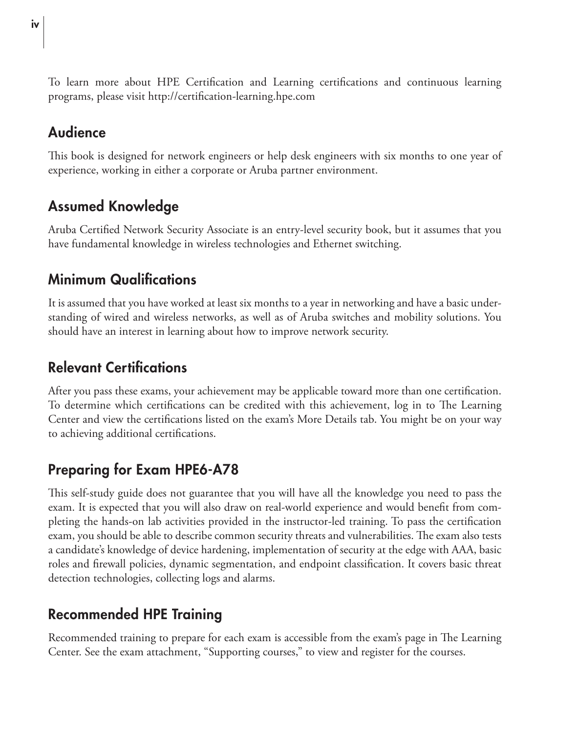To learn more about HPE Certification and Learning certifications and continuous learning programs, please visit http://certification-learning.hpe.com

## Audience

This book is designed for network engineers or help desk engineers with six months to one year of experience, working in either a corporate or Aruba partner environment.

## Assumed Knowledge

Aruba Certified Network Security Associate is an entry-level security book, but it assumes that you have fundamental knowledge in wireless technologies and Ethernet switching.

## Minimum Qualifications

It is assumed that you have worked at least six months to a year in networking and have a basic understanding of wired and wireless networks, as well as of Aruba switches and mobility solutions. You should have an interest in learning about how to improve network security.

## Relevant Certifications

After you pass these exams, your achievement may be applicable toward more than one certification. To determine which certifications can be credited with this achievement, log in to The Learning Center and view the certifications listed on the exam's More Details tab. You might be on your way to achieving additional certifications.

## Preparing for Exam HPE6-A78

This self-study guide does not guarantee that you will have all the knowledge you need to pass the exam. It is expected that you will also draw on real-world experience and would benefit from completing the hands-on lab activities provided in the instructor-led training. To pass the certification exam, you should be able to describe common security threats and vulnerabilities. The exam also tests a candidate's knowledge of device hardening, implementation of security at the edge with AAA, basic roles and firewall policies, dynamic segmentation, and endpoint classification. It covers basic threat detection technologies, collecting logs and alarms.

## Recommended HPE Training

Recommended training to prepare for each exam is accessible from the exam's page in The Learning Center. See the exam attachment, "Supporting courses," to view and register for the courses.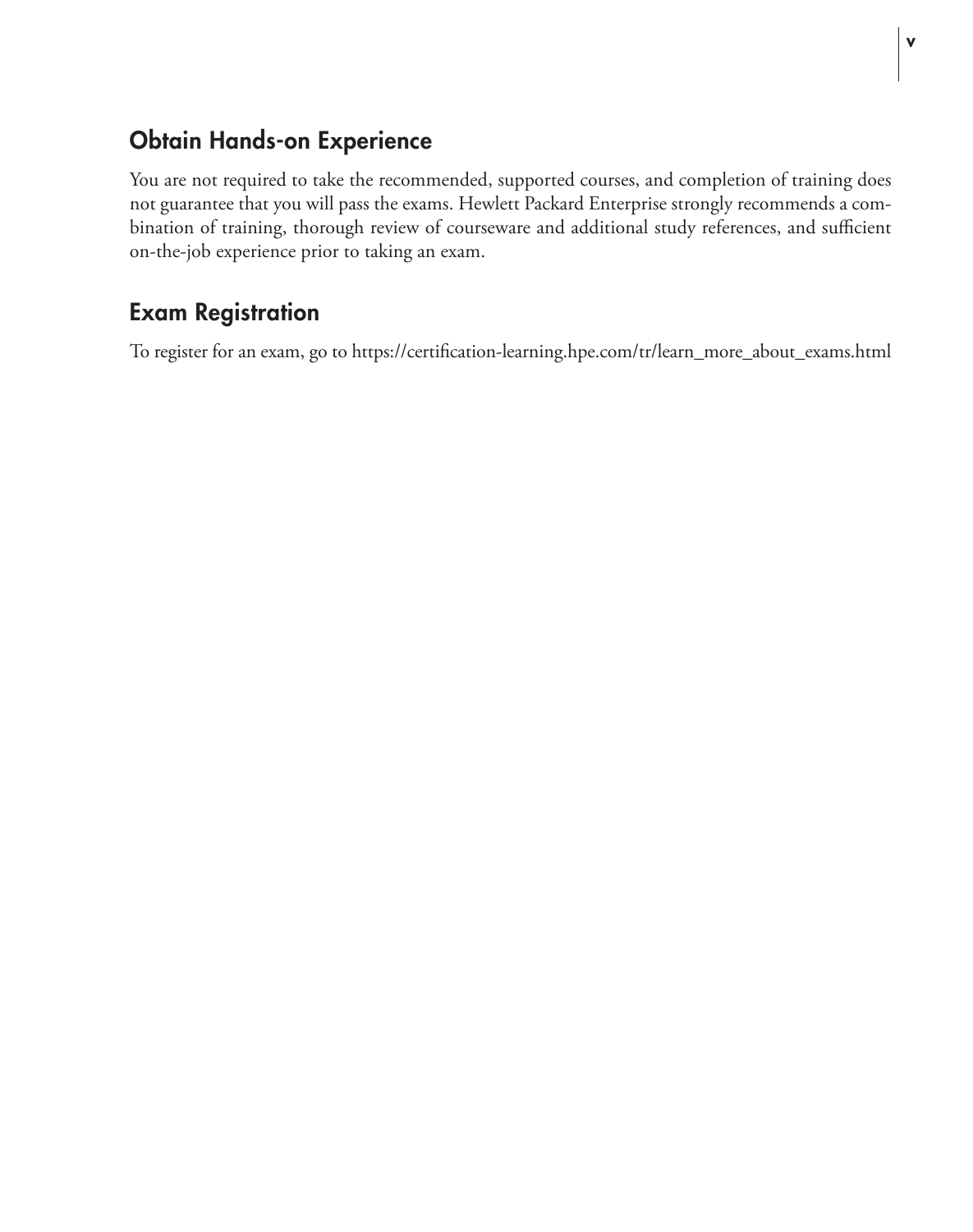## Obtain Hands-on Experience

You are not required to take the recommended, supported courses, and completion of training does not guarantee that you will pass the exams. Hewlett Packard Enterprise strongly recommends a combination of training, thorough review of courseware and additional study references, and sufficient on-the-job experience prior to taking an exam.

## Exam Registration

To register for an exam, go to https://certification-learning.hpe.com/tr/learn_more_about_exams.html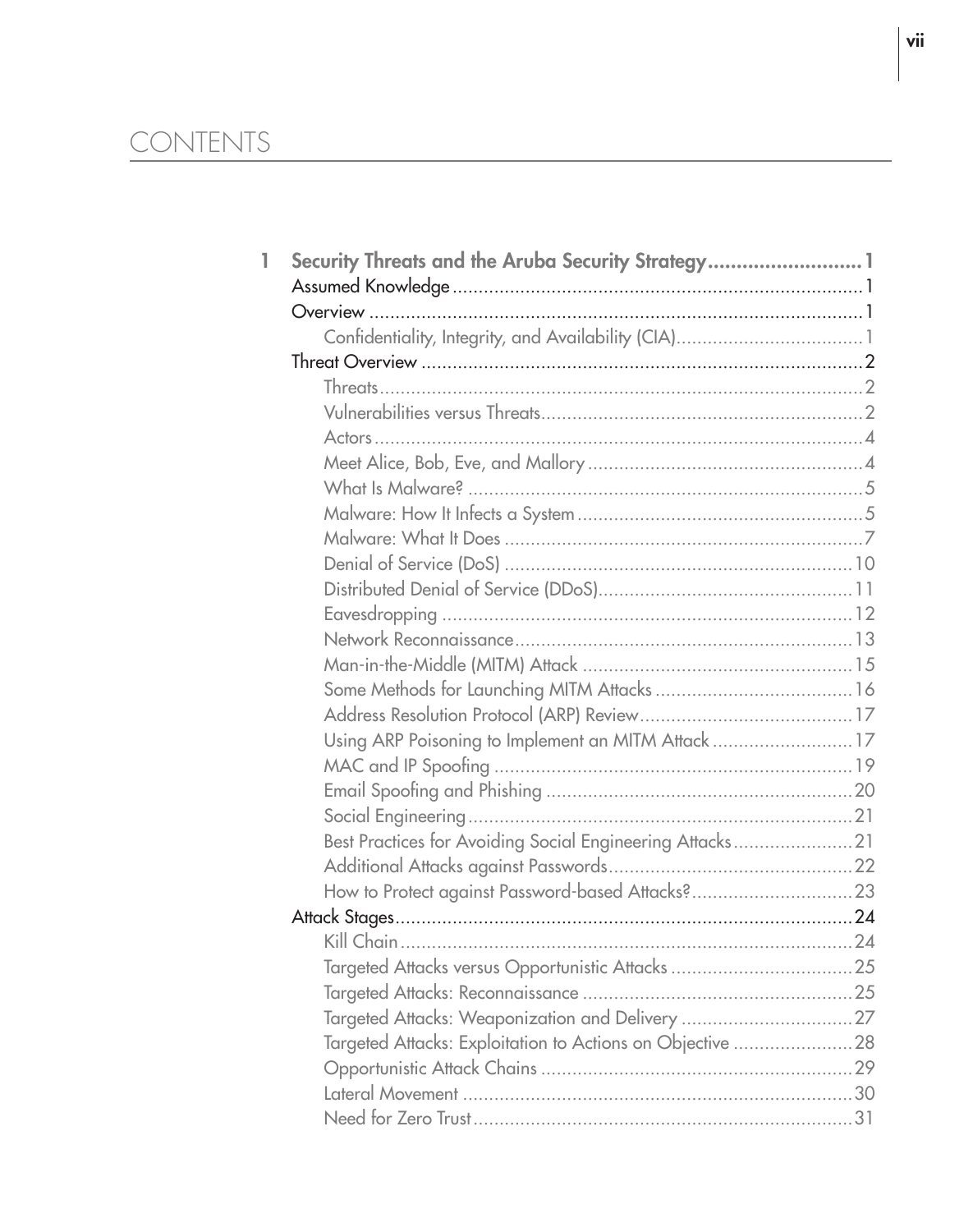# CONTENTS

**1 Security Threats and the Aruba Security Strategy .......................... 1**

- Assumed Knowledge ........................................................................ 1
- Overview ........................................................................................ 1
  - Confidentiality, Integrity, and Availability (CIA) .................................... 1
- Threat Overview ............................................................................... 2
  - Threats ........................................................................................ 2
  - Vulnerabilities versus Threats ........................................................... 2
  - Actors .......................................................................................... 4
  - Meet Alice, Bob, Eve, and Mallory ..................................................... 4
  - What Is Malware? ........................................................................... 5
  - Malware: How It Infects a System ...................................................... 5
  - Malware: What It Does .................................................................... 7
  - Denial of Service (DoS) .................................................................. 10
  - Distributed Denial of Service (DDoS) ................................................ 11
  - Eavesdropping .............................................................................. 12
  - Network Reconnaissance ................................................................ 13
  - Man-in-the-Middle (MITM) Attack ..................................................... 15
  - Some Methods for Launching MITM Attacks ....................................... 16
  - Address Resolution Protocol (ARP) Review ........................................ 17
  - Using ARP Poisoning to Implement an MITM Attack ............................ 17
  - MAC and IP Spoofing ..................................................................... 19
  - Email Spoofing and Phishing ........................................................... 20
  - Social Engineering ......................................................................... 21
  - Best Practices for Avoiding Social Engineering Attacks ....................... 21
  - Additional Attacks against Passwords ............................................... 22
  - How to Protect against Password-based Attacks? ............................... 23
- Attack Stages ................................................................................... 24
  - Kill Chain ..................................................................................... 24
  - Targeted Attacks versus Opportunistic Attacks ................................... 25
  - Targeted Attacks: Reconnaissance .................................................... 25
  - Targeted Attacks: Weaponization and Delivery ................................... 27
  - Targeted Attacks: Exploitation to Actions on Objective ........................ 28
  - Opportunistic Attack Chains ............................................................ 29
  - Lateral Movement ........................................................................... 30
  - Need for Zero Trust ........................................................................ 31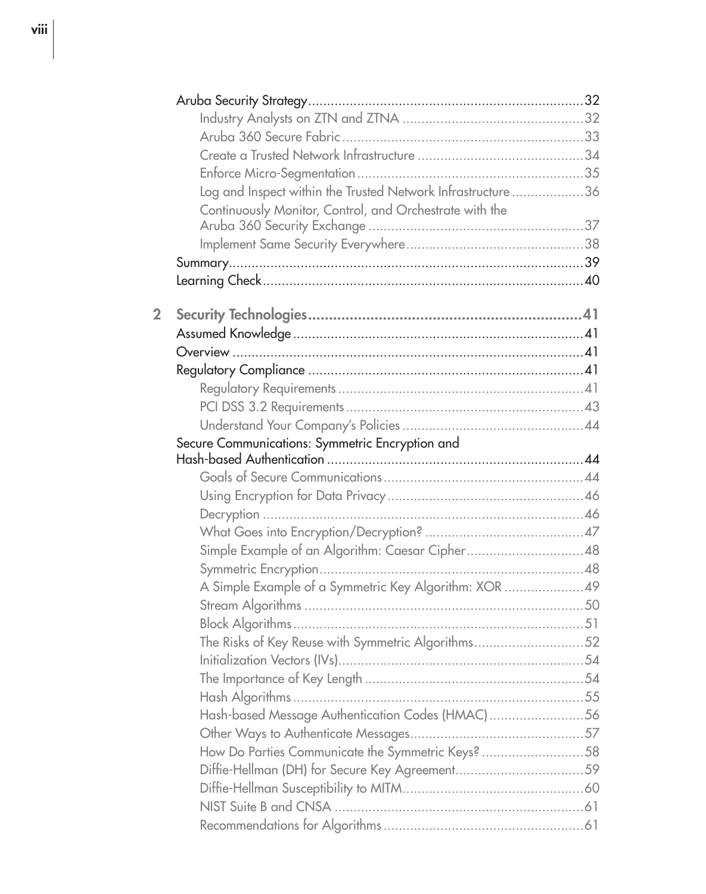Aruba Security Strategy ........................................................................ 32

- Industry Analysts on ZTN and ZTNA ................................................ 32
- Aruba 360 Secure Fabric ................................................................ 33
- Create a Trusted Network Infrastructure ............................................ 34
- Enforce Micro-Segmentation ............................................................ 35
- Log and Inspect within the Trusted Network Infrastructure ................... 36
- Continuously Monitor, Control, and Orchestrate with the Aruba 360 Security Exchange ......................................................... 37
- Implement Same Security Everywhere ............................................... 38

Summary ................................................................................................ 39

Learning Check ....................................................................................... 40

**2 Security Technologies ..................................................................... 41**

Assumed Knowledge ............................................................................... 41

Overview ................................................................................................ 41

Regulatory Compliance ........................................................................... 41

- Regulatory Requirements ................................................................. 41
- PCI DSS 3.2 Requirements ............................................................... 43
- Understand Your Company's Policies ................................................ 44

Secure Communications: Symmetric Encryption and Hash-based Authentication ...................................................................... 44

- Goals of Secure Communications ..................................................... 44
- Using Encryption for Data Privacy .................................................... 46
- Decryption ..................................................................................... 46
- What Goes into Encryption/Decryption? ........................................... 47
- Simple Example of an Algorithm: Caesar Cipher ............................... 48
- Symmetric Encryption ...................................................................... 48
- A Simple Example of a Symmetric Key Algorithm: XOR ..................... 49
- Stream Algorithms .......................................................................... 50
- Block Algorithms ............................................................................. 51
- The Risks of Key Reuse with Symmetric Algorithms ............................ 52
- Initialization Vectors (IVs) ................................................................. 54
- The Importance of Key Length .......................................................... 54
- Hash Algorithms ............................................................................. 55
- Hash-based Message Authentication Codes (HMAC) ........................... 56
- Other Ways to Authenticate Messages .............................................. 57
- How Do Parties Communicate the Symmetric Keys? ........................... 58
- Diffie-Hellman (DH) for Secure Key Agreement .................................. 59
- Diffie-Hellman Susceptibility to MITM ............................................... 60
- NIST Suite B and CNSA .................................................................. 61
- Recommendations for Algorithms ..................................................... 61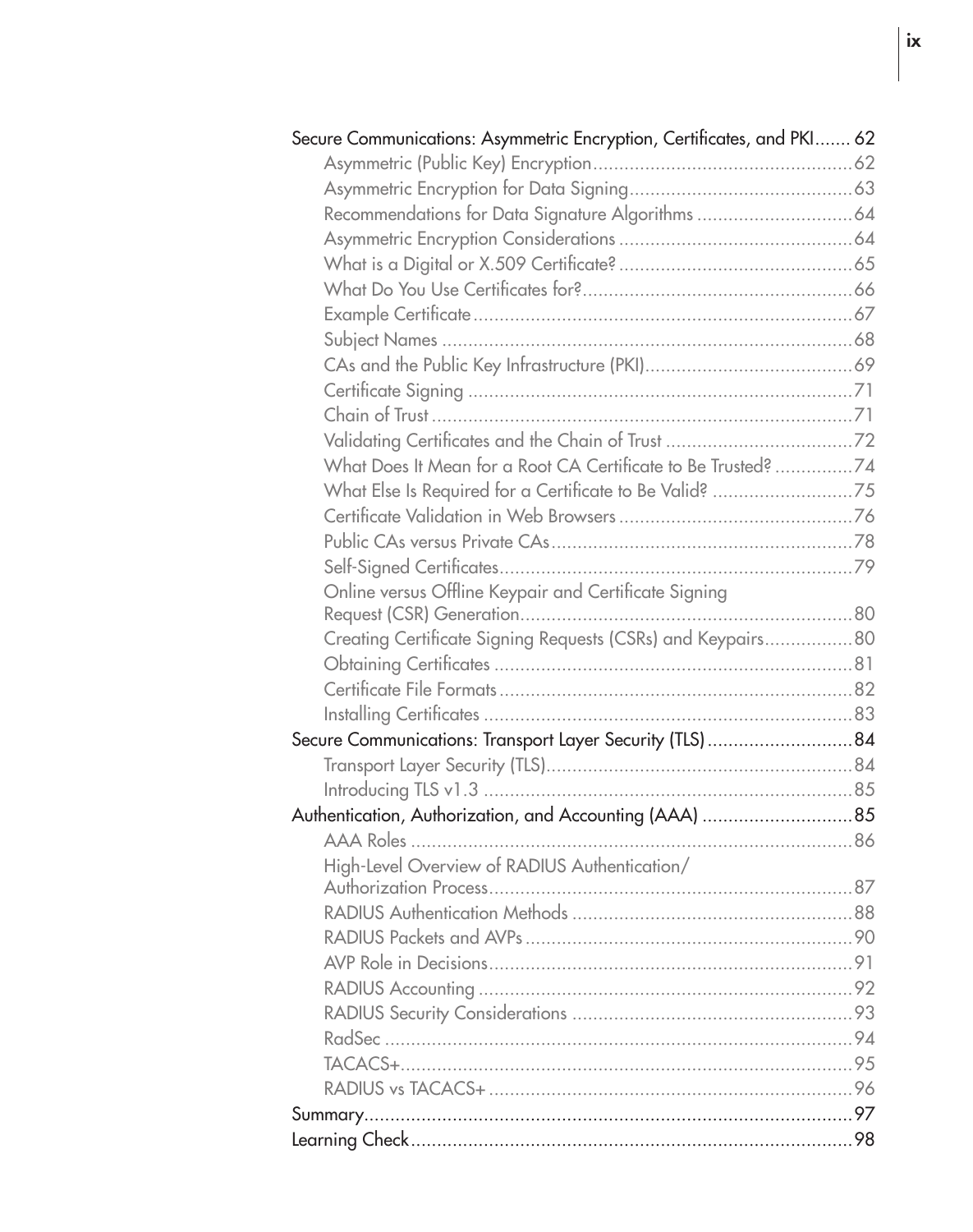- Secure Communications: Asymmetric Encryption, Certificates, and PKI....... 62
  - Asymmetric (Public Key) Encryption....................................................62
  - Asymmetric Encryption for Data Signing............................................63
  - Recommendations for Data Signature Algorithms ..............................64
  - Asymmetric Encryption Considerations .............................................64
  - What is a Digital or X.509 Certificate? .............................................65
  - What Do You Use Certificates for?.....................................................66
  - Example Certificate...........................................................................67
  - Subject Names .................................................................................68
  - CAs and the Public Key Infrastructure (PKI).........................................69
  - Certificate Signing ............................................................................71
  - Chain of Trust ...................................................................................71
  - Validating Certificates and the Chain of Trust .....................................72
  - What Does It Mean for a Root CA Certificate to Be Trusted? ...............74
  - What Else Is Required for a Certificate to Be Valid? ............................75
  - Certificate Validation in Web Browsers ..............................................76
  - Public CAs versus Private CAs............................................................78
  - Self-Signed Certificates.....................................................................79
  - Online versus Offline Keypair and Certificate Signing Request (CSR) Generation.................................................................80
  - Creating Certificate Signing Requests (CSRs) and Keypairs.................80
  - Obtaining Certificates ......................................................................81
  - Certificate File Formats.....................................................................82
  - Installing Certificates ........................................................................83
- Secure Communications: Transport Layer Security (TLS) ............................84
  - Transport Layer Security (TLS)............................................................84
  - Introducing TLS v1.3 ........................................................................85
- Authentication, Authorization, and Accounting (AAA) .............................85
  - AAA Roles ......................................................................................86
  - High-Level Overview of RADIUS Authentication/ Authorization Process.......................................................................87
  - RADIUS Authentication Methods .......................................................88
  - RADIUS Packets and AVPs ................................................................90
  - AVP Role in Decisions.......................................................................91
  - RADIUS Accounting .........................................................................92
  - RADIUS Security Considerations .......................................................93
  - RadSec ............................................................................................94
  - TACACS+.........................................................................................95
  - RADIUS vs TACACS+ .......................................................................96
- Summary...............................................................................................97
- Learning Check......................................................................................98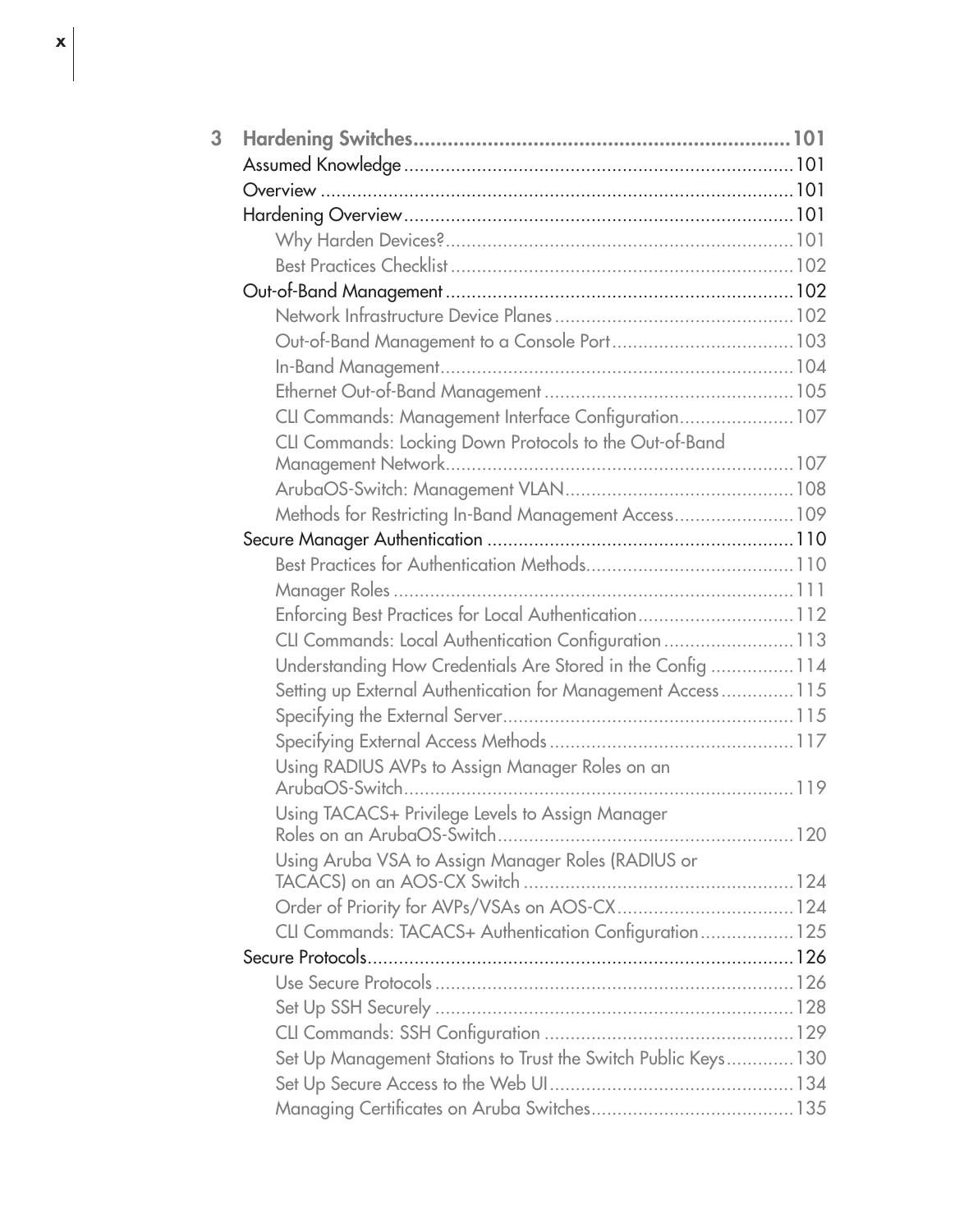**3 Hardening Switches....................................................................101**

Assumed Knowledge.........................................................................101

Overview.........................................................................................101

Hardening Overview.........................................................................101

- Why Harden Devices?.................................................................101
- Best Practices Checklist................................................................102

Out-of-Band Management.................................................................102

- Network Infrastructure Device Planes.............................................102
- Out-of-Band Management to a Console Port..................................103
- In-Band Management...................................................................104
- Ethernet Out-of-Band Management...............................................105
- CLI Commands: Management Interface Configuration.....................107
- CLI Commands: Locking Down Protocols to the Out-of-Band Management Network.................................................................107
- ArubaOS-Switch: Management VLAN............................................108
- Methods for Restricting In-Band Management Access......................109

Secure Manager Authentication..........................................................110

- Best Practices for Authentication Methods.......................................110
- Manager Roles.............................................................................111
- Enforcing Best Practices for Local Authentication.............................112
- CLI Commands: Local Authentication Configuration........................113
- Understanding How Credentials Are Stored in the Config................114
- Setting up External Authentication for Management Access.............115
- Specifying the External Server.......................................................115
- Specifying External Access Methods..............................................117
- Using RADIUS AVPs to Assign Manager Roles on an ArubaOS-Switch..........................................................................119
- Using TACACS+ Privilege Levels to Assign Manager Roles on an ArubaOS-Switch........................................................120
- Using Aruba VSA to Assign Manager Roles (RADIUS or TACACS) on an AOS-CX Switch...................................................124
- Order of Priority for AVPs/VSAs on AOS-CX.................................124
- CLI Commands: TACACS+ Authentication Configuration..................125

Secure Protocols................................................................................126

- Use Secure Protocols....................................................................126
- Set Up SSH Securely....................................................................128
- CLI Commands: SSH Configuration...............................................129
- Set Up Management Stations to Trust the Switch Public Keys............130
- Set Up Secure Access to the Web UI..............................................134
- Managing Certificates on Aruba Switches......................................135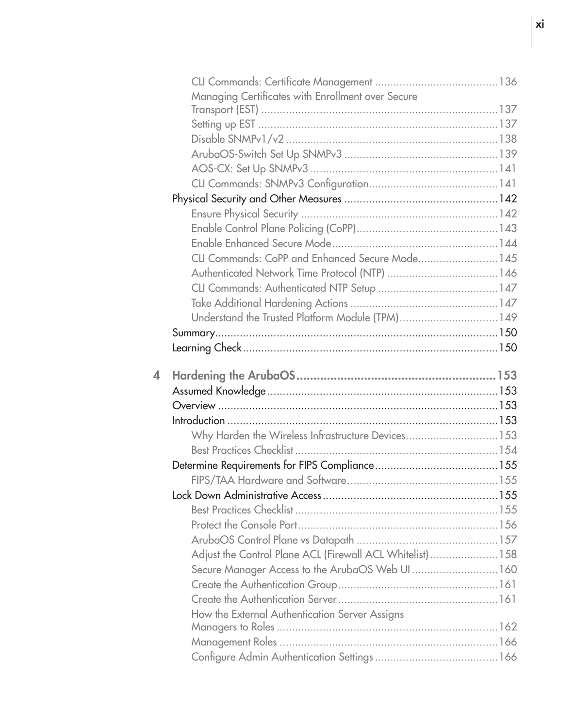CLI Commands: Certificate Management ........................................136
Managing Certificates with Enrollment over Secure Transport (EST) ........................................137
Setting up EST ........................................137
Disable SNMPv1/v2 ........................................138
ArubaOS-Switch Set Up SNMPv3 ........................................139
AOS-CX: Set Up SNMPv3 ........................................141
CLI Commands: SNMPv3 Configuration........................................141

Physical Security and Other Measures ........................................142
Ensure Physical Security ........................................142
Enable Control Plane Policing (CoPP)........................................143
Enable Enhanced Secure Mode........................................144
CLI Commands: CoPP and Enhanced Secure Mode........................................145
Authenticated Network Time Protocol (NTP) ........................................146
CLI Commands: Authenticated NTP Setup ........................................147
Take Additional Hardening Actions ........................................147
Understand the Trusted Platform Module (TPM)........................................149

Summary........................................150

Learning Check........................................150

## 4 Hardening the ArubaOS ........................................153

Assumed Knowledge ........................................153

Overview ........................................153

Introduction ........................................153
Why Harden the Wireless Infrastructure Devices........................................153
Best Practices Checklist ........................................154

Determine Requirements for FIPS Compliance........................................155
FIPS/TAA Hardware and Software ........................................155

Lock Down Administrative Access ........................................155
Best Practices Checklist ........................................155
Protect the Console Port........................................156
ArubaOS Control Plane vs Datapath ........................................157
Adjust the Control Plane ACL (Firewall ACL Whitelist) ........................................158
Secure Manager Access to the ArubaOS Web UI ........................................160
Create the Authentication Group........................................161
Create the Authentication Server ........................................161
How the External Authentication Server Assigns Managers to Roles ........................................162
Management Roles ........................................166
Configure Admin Authentication Settings ........................................166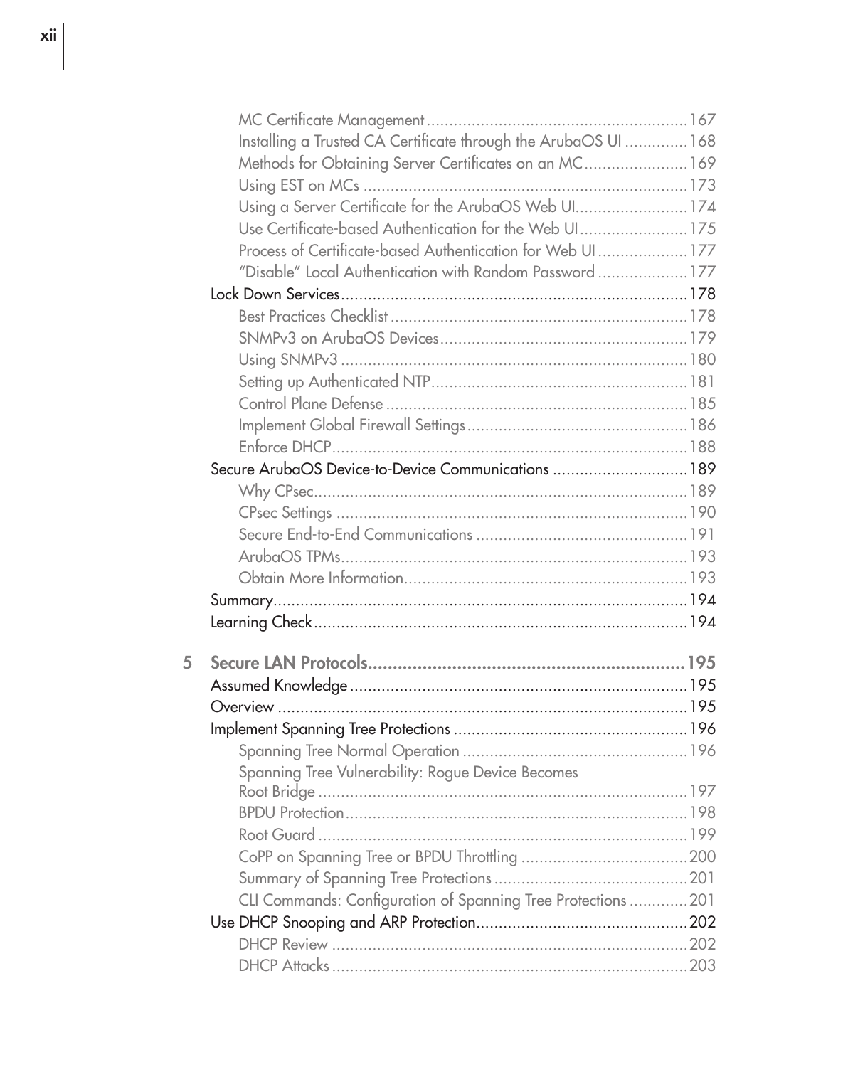MC Certificate Management ......................................................... 167
Installing a Trusted CA Certificate through the ArubaOS UI ............. 168
Methods for Obtaining Server Certificates on an MC...................... 169
Using EST on MCs ....................................................................... 173
Using a Server Certificate for the ArubaOS Web UI........................ 174
Use Certificate-based Authentication for the Web UI....................... 175
Process of Certificate-based Authentication for Web UI .................... 177
"Disable" Local Authentication with Random Password .................... 177

Lock Down Services............................................................................ 178
Best Practices Checklist ................................................................. 178
SNMPv3 on ArubaOS Devices...................................................... 179
Using SNMPv3 ............................................................................ 180
Setting up Authenticated NTP........................................................ 181
Control Plane Defense .................................................................. 185
Implement Global Firewall Settings................................................. 186
Enforce DHCP.............................................................................. 188

Secure ArubaOS Device-to-Device Communications ............................. 189
Why CPsec.................................................................................. 189
CPsec Settings ............................................................................. 190
Secure End-to-End Communications ............................................... 191
ArubaOS TPMs............................................................................ 193
Obtain More Information.............................................................. 193

Summary............................................................................................. 194
Learning Check.................................................................................. 194

**5 Secure LAN Protocols................................................................ 195**

Assumed Knowledge ........................................................................... 195
Overview ........................................................................................... 195
Implement Spanning Tree Protections .................................................... 196
Spanning Tree Normal Operation ................................................. 196
Spanning Tree Vulnerability: Rogue Device Becomes Root Bridge ................................................................................. 197
BPDU Protection........................................................................... 198
Root Guard ................................................................................. 199
CoPP on Spanning Tree or BPDU Throttling ..................................... 200
Summary of Spanning Tree Protections ........................................... 201
CLI Commands: Configuration of Spanning Tree Protections ............. 201

Use DHCP Snooping and ARP Protection.............................................. 202
DHCP Review .............................................................................. 202
DHCP Attacks .............................................................................. 203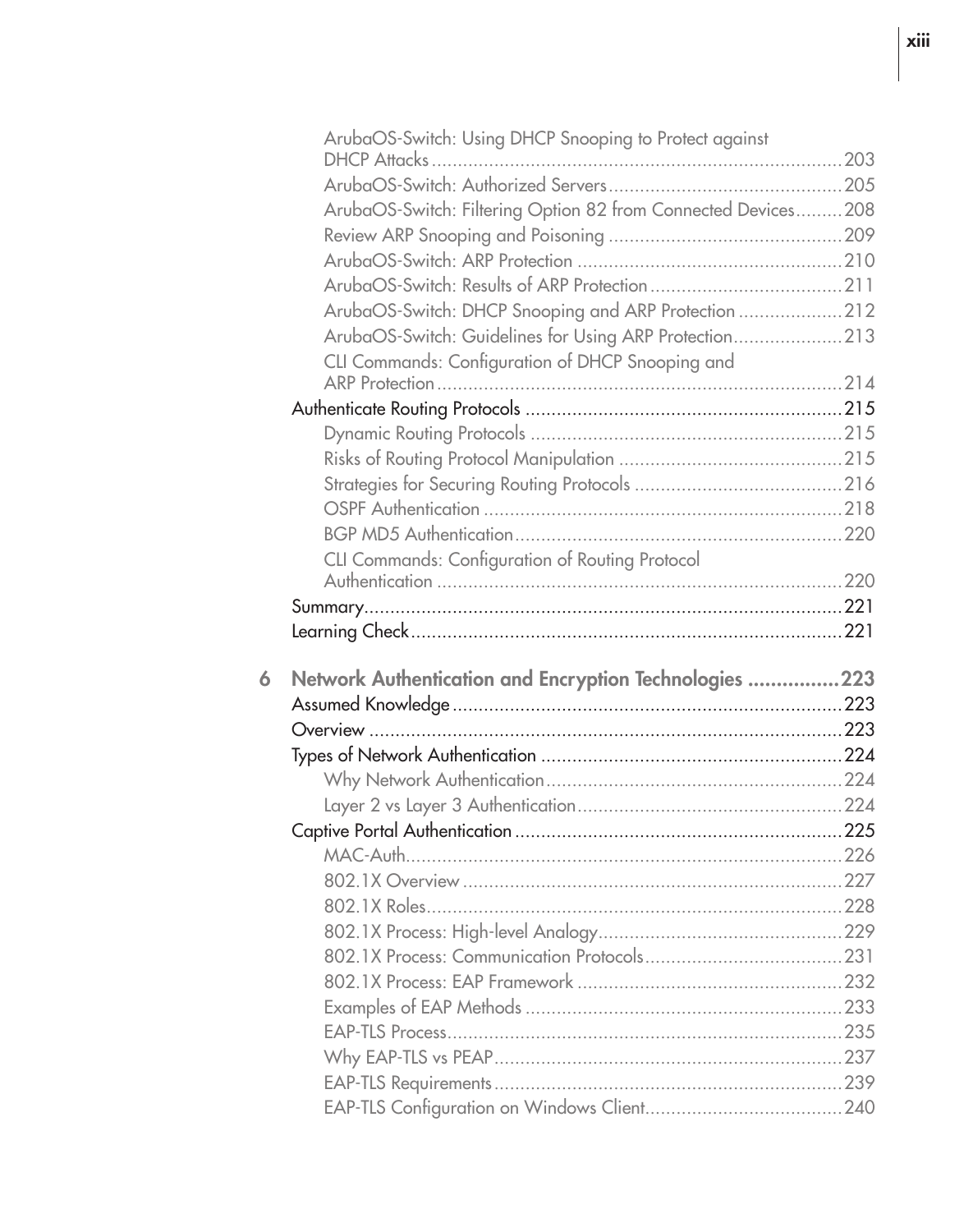- ArubaOS-Switch: Using DHCP Snooping to Protect against DHCP Attacks ... 203
- ArubaOS-Switch: Authorized Servers ... 205
- ArubaOS-Switch: Filtering Option 82 from Connected Devices ... 208
- Review ARP Snooping and Poisoning ... 209
- ArubaOS-Switch: ARP Protection ... 210
- ArubaOS-Switch: Results of ARP Protection ... 211
- ArubaOS-Switch: DHCP Snooping and ARP Protection ... 212
- ArubaOS-Switch: Guidelines for Using ARP Protection ... 213
- CLI Commands: Configuration of DHCP Snooping and ARP Protection ... 214

Authenticate Routing Protocols ... 215

- Dynamic Routing Protocols ... 215
- Risks of Routing Protocol Manipulation ... 215
- Strategies for Securing Routing Protocols ... 216
- OSPF Authentication ... 218
- BGP MD5 Authentication ... 220
- CLI Commands: Configuration of Routing Protocol Authentication ... 220

Summary ... 221

Learning Check ... 221

**6 Network Authentication and Encryption Technologies ... 223**

Assumed Knowledge ... 223

Overview ... 223

Types of Network Authentication ... 224

- Why Network Authentication ... 224
- Layer 2 vs Layer 3 Authentication ... 224

Captive Portal Authentication ... 225

- MAC-Auth ... 226
- 802.1X Overview ... 227
- 802.1X Roles ... 228
- 802.1X Process: High-level Analogy ... 229
- 802.1X Process: Communication Protocols ... 231
- 802.1X Process: EAP Framework ... 232
- Examples of EAP Methods ... 233
- EAP-TLS Process ... 235
- Why EAP-TLS vs PEAP ... 237
- EAP-TLS Requirements ... 239
- EAP-TLS Configuration on Windows Client ... 240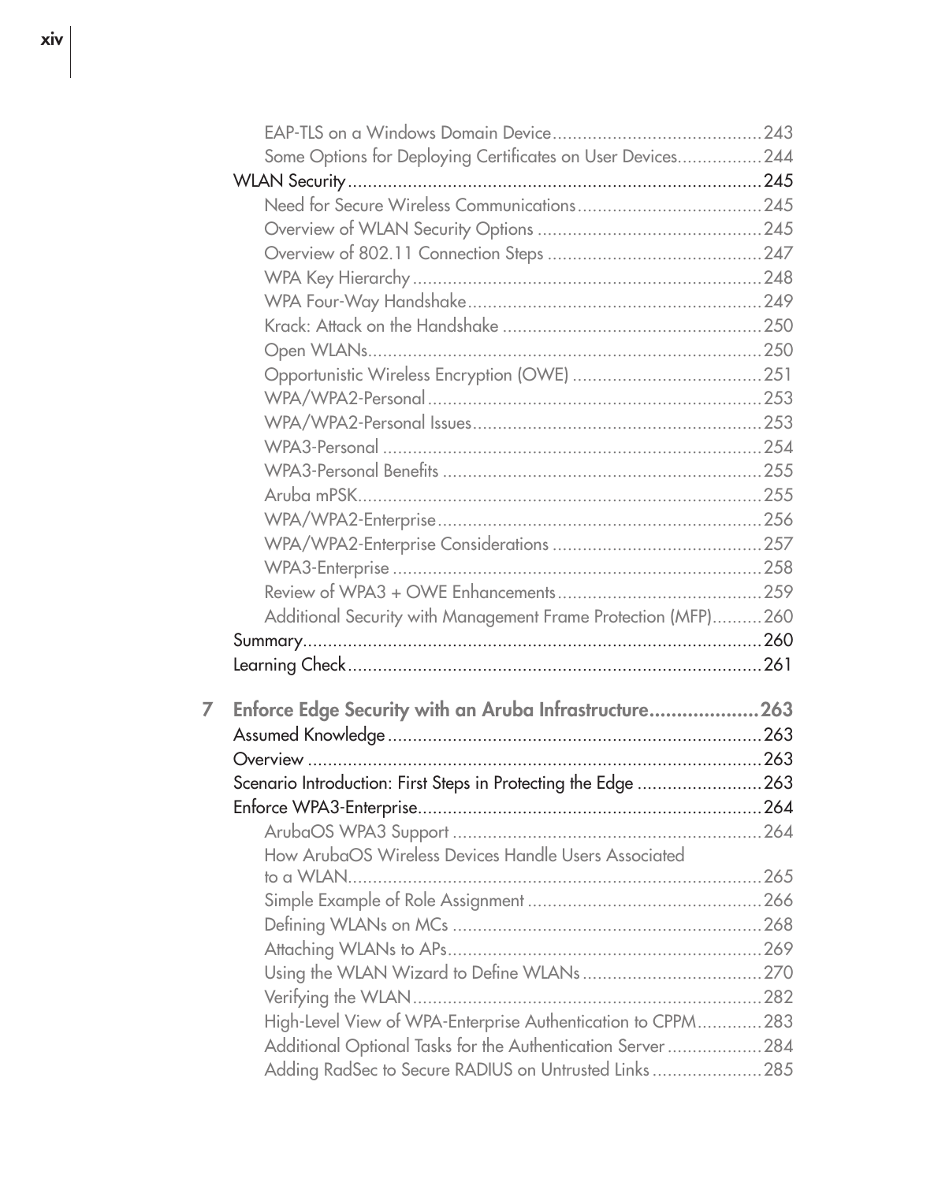- EAP-TLS on a Windows Domain Device .......................................... 243
- Some Options for Deploying Certificates on User Devices ................. 244

WLAN Security .................................................................................. 245

- Need for Secure Wireless Communications ..................................... 245
- Overview of WLAN Security Options ............................................. 245
- Overview of 802.11 Connection Steps ........................................... 247
- WPA Key Hierarchy ...................................................................... 248
- WPA Four-Way Handshake ........................................................... 249
- Krack: Attack on the Handshake .................................................... 250
- Open WLANs ............................................................................... 250
- Opportunistic Wireless Encryption (OWE) ...................................... 251
- WPA/WPA2-Personal ................................................................... 253
- WPA/WPA2-Personal Issues .......................................................... 253
- WPA3-Personal ............................................................................ 254
- WPA3-Personal Benefits ................................................................ 255
- Aruba mPSK ................................................................................. 255
- WPA/WPA2-Enterprise ................................................................. 256
- WPA/WPA2-Enterprise Considerations .......................................... 257
- WPA3-Enterprise .......................................................................... 258
- Review of WPA3 + OWE Enhancements ......................................... 259
- Additional Security with Management Frame Protection (MFP) .......... 260

Summary ............................................................................................ 260

Learning Check .................................................................................. 261

## 7 Enforce Edge Security with an Aruba Infrastructure .................... 263

Assumed Knowledge ........................................................................... 263

Overview ........................................................................................... 263

Scenario Introduction: First Steps in Protecting the Edge ......................... 263

Enforce WPA3-Enterprise ..................................................................... 264

- ArubaOS WPA3 Support ............................................................. 264
- How ArubaOS Wireless Devices Handle Users Associated to a WLAN ................................................................................. 265
- Simple Example of Role Assignment ............................................... 266
- Defining WLANs on MCs .............................................................. 268
- Attaching WLANs to APs ............................................................... 269
- Using the WLAN Wizard to Define WLANs .................................... 270
- Verifying the WLAN ...................................................................... 282
- High-Level View of WPA-Enterprise Authentication to CPPM ............. 283
- Additional Optional Tasks for the Authentication Server ................... 284
- Adding RadSec to Secure RADIUS on Untrusted Links ...................... 285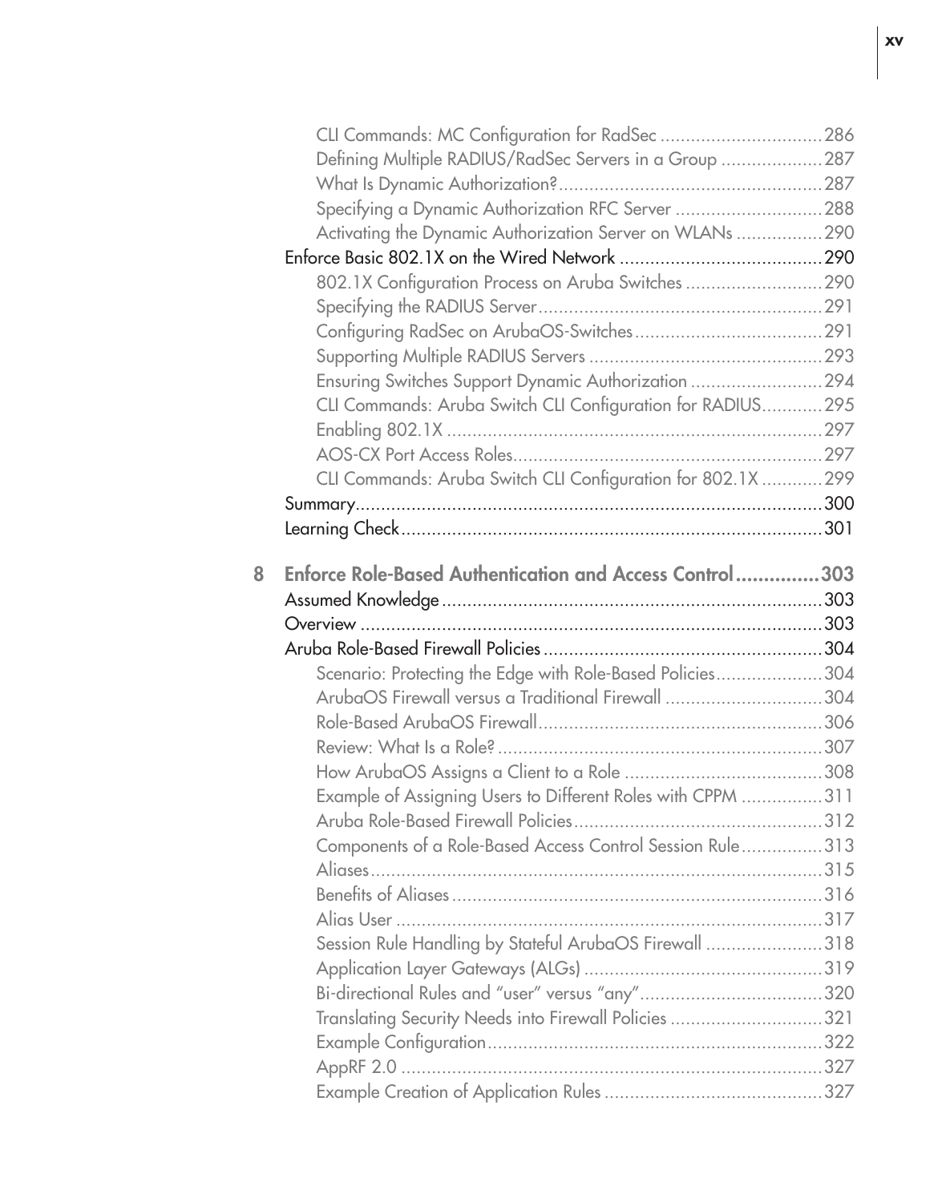- CLI Commands: MC Configuration for RadSec ................................286
- Defining Multiple RADIUS/RadSec Servers in a Group ....................287
- What Is Dynamic Authorization?...................................................287
- Specifying a Dynamic Authorization RFC Server ............................288
- Activating the Dynamic Authorization Server on WLANs ................290

Enforce Basic 802.1X on the Wired Network .......................................290

- 802.1X Configuration Process on Aruba Switches ...........................290
- Specifying the RADIUS Server.......................................................291
- Configuring RadSec on ArubaOS-Switches....................................291
- Supporting Multiple RADIUS Servers .............................................293
- Ensuring Switches Support Dynamic Authorization ..........................294
- CLI Commands: Aruba Switch CLI Configuration for RADIUS............295
- Enabling 802.1X ..........................................................................297
- AOS-CX Port Access Roles............................................................297
- CLI Commands: Aruba Switch CLI Configuration for 802.1X ............299

Summary...........................................................................................300

Learning Check..................................................................................301

**8 Enforce Role-Based Authentication and Access Control ...............303**

Assumed Knowledge ..........................................................................303

Overview ..........................................................................................303

Aruba Role-Based Firewall Policies ......................................................304

- Scenario: Protecting the Edge with Role-Based Policies.....................304
- ArubaOS Firewall versus a Traditional Firewall ...............................304
- Role-Based ArubaOS Firewall........................................................306
- Review: What Is a Role? ................................................................307
- How ArubaOS Assigns a Client to a Role .......................................308
- Example of Assigning Users to Different Roles with CPPM ................311
- Aruba Role-Based Firewall Policies.................................................312
- Components of a Role-Based Access Control Session Rule................313
- Aliases........................................................................................315
- Benefits of Aliases .........................................................................316
- Alias User ....................................................................................317
- Session Rule Handling by Stateful ArubaOS Firewall .......................318
- Application Layer Gateways (ALGs) ...............................................319
- Bi-directional Rules and "user" versus "any"....................................320
- Translating Security Needs into Firewall Policies ..............................321
- Example Configuration..................................................................322
- AppRF 2.0 ...................................................................................327
- Example Creation of Application Rules ...........................................327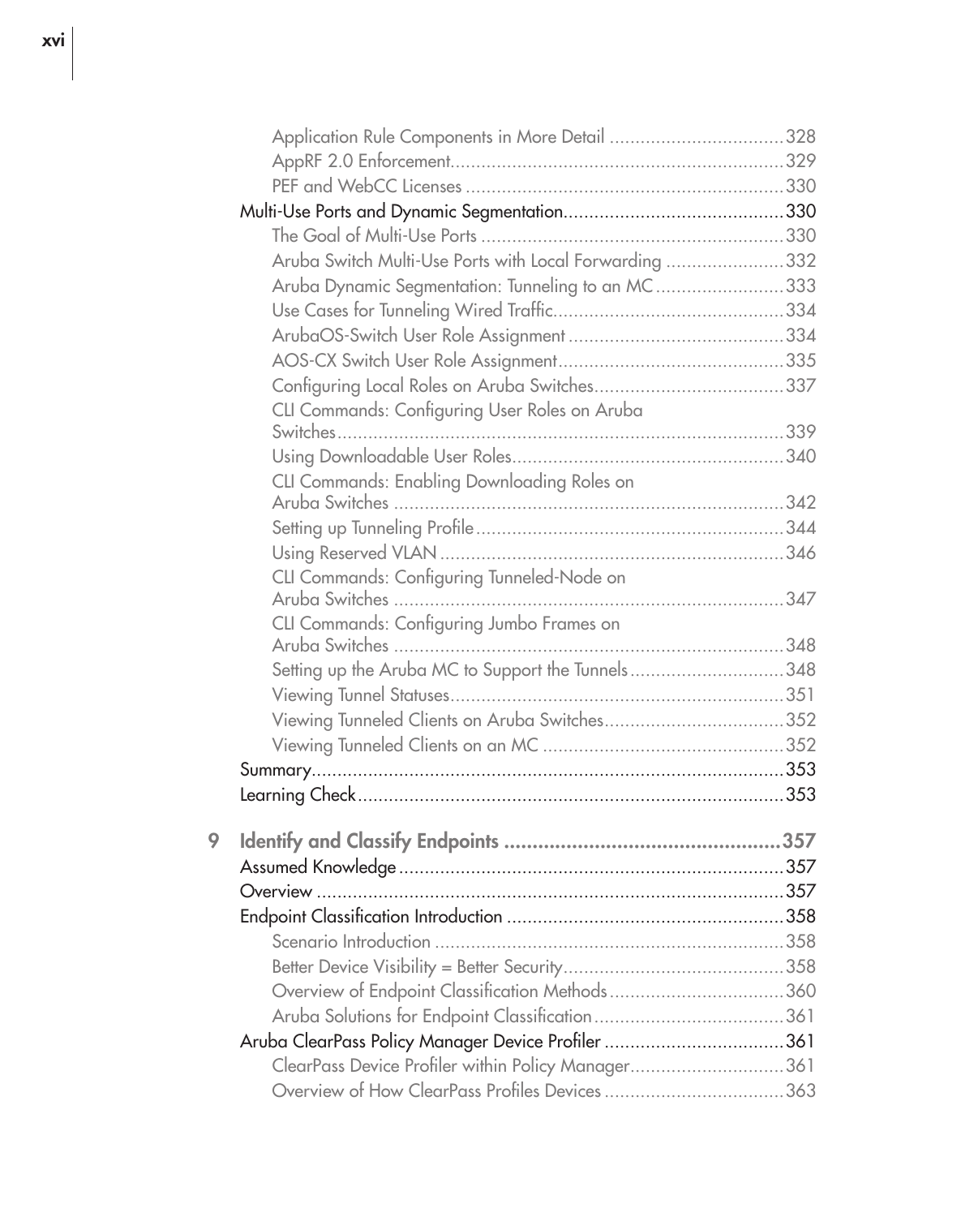- Application Rule Components in More Detail ..................................328
- AppRF 2.0 Enforcement.................................................................329
- PEF and WebCC Licenses ..............................................................330

Multi-Use Ports and Dynamic Segmentation............................................330

- The Goal of Multi-Use Ports ...........................................................330
- Aruba Switch Multi-Use Ports with Local Forwarding .......................332
- Aruba Dynamic Segmentation: Tunneling to an MC .........................333
- Use Cases for Tunneling Wired Traffic.............................................334
- ArubaOS-Switch User Role Assignment ..........................................334
- AOS-CX Switch User Role Assignment............................................335
- Configuring Local Roles on Aruba Switches.....................................337
- CLI Commands: Configuring User Roles on Aruba Switches.......................................................................................339
- Using Downloadable User Roles.....................................................340
- CLI Commands: Enabling Downloading Roles on Aruba Switches ............................................................................342
- Setting up Tunneling Profile............................................................344
- Using Reserved VLAN ...................................................................346
- CLI Commands: Configuring Tunneled-Node on Aruba Switches ............................................................................347
- CLI Commands: Configuring Jumbo Frames on Aruba Switches ............................................................................348
- Setting up the Aruba MC to Support the Tunnels ..............................348
- Viewing Tunnel Statuses.................................................................351
- Viewing Tunneled Clients on Aruba Switches...................................352
- Viewing Tunneled Clients on an MC ...............................................352

Summary..............................................................................................353

Learning Check ....................................................................................353

## 9 Identify and Classify Endpoints ..................................................357

Assumed Knowledge ............................................................................357

Overview .............................................................................................357

Endpoint Classification Introduction .......................................................358

- Scenario Introduction ....................................................................358
- Better Device Visibility = Better Security...........................................358
- Overview of Endpoint Classification Methods ..................................360
- Aruba Solutions for Endpoint Classification .....................................361

Aruba ClearPass Policy Manager Device Profiler ...................................361

- ClearPass Device Profiler within Policy Manager..............................361
- Overview of How ClearPass Profiles Devices ...................................363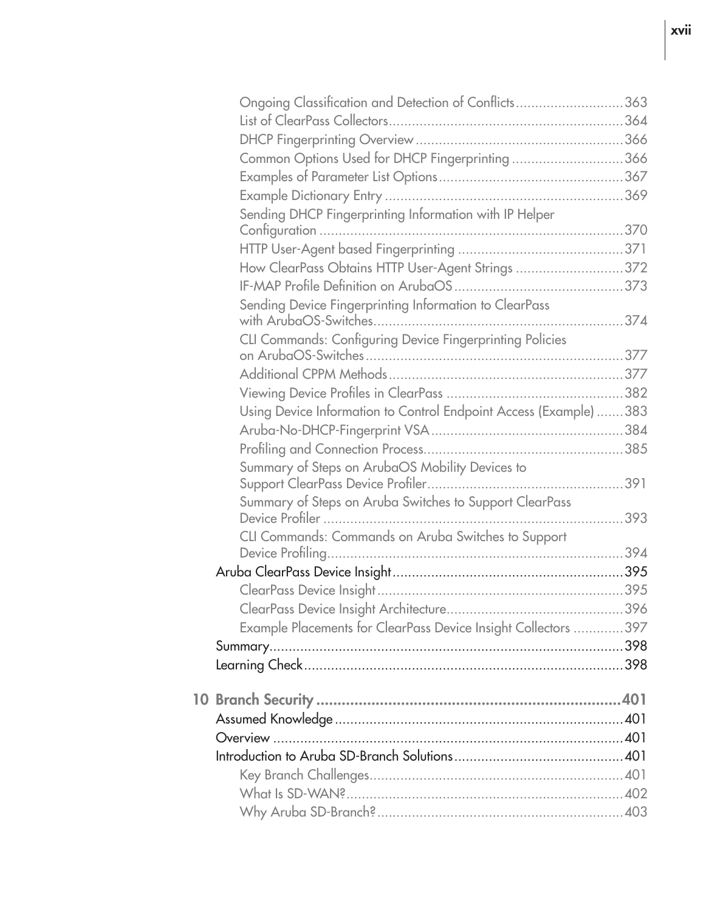- Ongoing Classification and Detection of Conflicts ........................... 363
- List of ClearPass Collectors ........................... 364
- DHCP Fingerprinting Overview ........................... 366
- Common Options Used for DHCP Fingerprinting ........................... 366
- Examples of Parameter List Options ........................... 367
- Example Dictionary Entry ........................... 369
- Sending DHCP Fingerprinting Information with IP Helper Configuration ........................... 370
- HTTP User-Agent based Fingerprinting ........................... 371
- How ClearPass Obtains HTTP User-Agent Strings ........................... 372
- IF-MAP Profile Definition on ArubaOS ........................... 373
- Sending Device Fingerprinting Information to ClearPass with ArubaOS-Switches ........................... 374
- CLI Commands: Configuring Device Fingerprinting Policies on ArubaOS-Switches ........................... 377
- Additional CPPM Methods ........................... 377
- Viewing Device Profiles in ClearPass ........................... 382
- Using Device Information to Control Endpoint Access (Example) ........................... 383
- Aruba-No-DHCP-Fingerprint VSA ........................... 384
- Profiling and Connection Process ........................... 385
- Summary of Steps on ArubaOS Mobility Devices to Support ClearPass Device Profiler ........................... 391
- Summary of Steps on Aruba Switches to Support ClearPass Device Profiler ........................... 393
- CLI Commands: Commands on Aruba Switches to Support Device Profiling ........................... 394

Aruba ClearPass Device Insight ........................... 395

- ClearPass Device Insight ........................... 395
- ClearPass Device Insight Architecture ........................... 396
- Example Placements for ClearPass Device Insight Collectors ........................... 397

Summary ........................... 398

Learning Check ........................... 398

**10 Branch Security ........................... 401**

Assumed Knowledge ........................... 401

Overview ........................... 401

Introduction to Aruba SD-Branch Solutions ........................... 401

- Key Branch Challenges ........................... 401
- What Is SD-WAN? ........................... 402
- Why Aruba SD-Branch? ........................... 403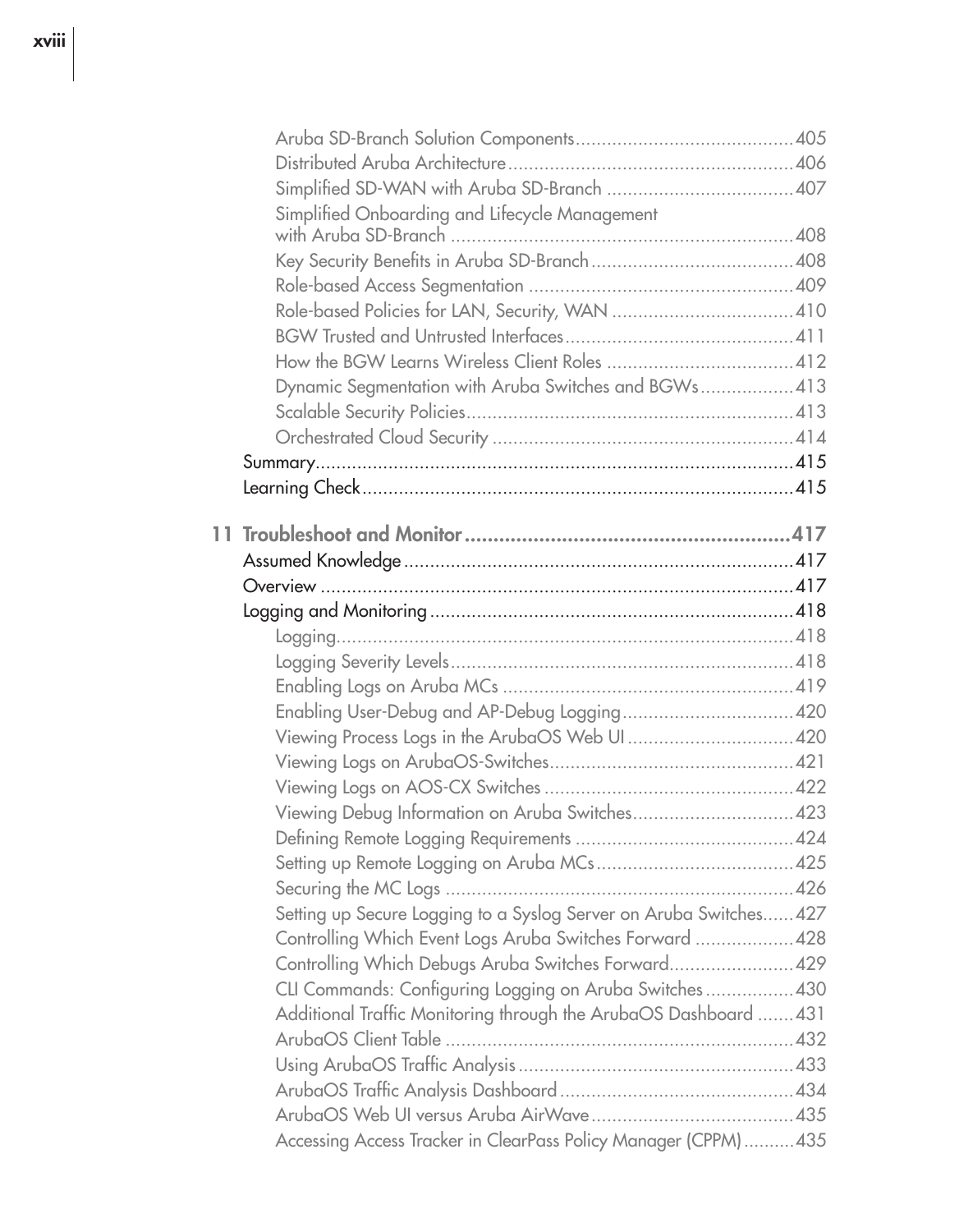- Aruba SD-Branch Solution Components....405
- Distributed Aruba Architecture....406
- Simplified SD-WAN with Aruba SD-Branch....407
- Simplified Onboarding and Lifecycle Management with Aruba SD-Branch....408
- Key Security Benefits in Aruba SD-Branch....408
- Role-based Access Segmentation....409
- Role-based Policies for LAN, Security, WAN....410
- BGW Trusted and Untrusted Interfaces....411
- How the BGW Learns Wireless Client Roles....412
- Dynamic Segmentation with Aruba Switches and BGWs....413
- Scalable Security Policies....413
- Orchestrated Cloud Security....414

Summary....415

Learning Check....415

**11 Troubleshoot and Monitor....417**

Assumed Knowledge....417

Overview....417

Logging and Monitoring....418

- Logging....418
- Logging Severity Levels....418
- Enabling Logs on Aruba MCs....419
- Enabling User-Debug and AP-Debug Logging....420
- Viewing Process Logs in the ArubaOS Web UI....420
- Viewing Logs on ArubaOS-Switches....421
- Viewing Logs on AOS-CX Switches....422
- Viewing Debug Information on Aruba Switches....423
- Defining Remote Logging Requirements....424
- Setting up Remote Logging on Aruba MCs....425
- Securing the MC Logs....426
- Setting up Secure Logging to a Syslog Server on Aruba Switches....427
- Controlling Which Event Logs Aruba Switches Forward....428
- Controlling Which Debugs Aruba Switches Forward....429
- CLI Commands: Configuring Logging on Aruba Switches....430
- Additional Traffic Monitoring through the ArubaOS Dashboard....431
- ArubaOS Client Table....432
- Using ArubaOS Traffic Analysis....433
- ArubaOS Traffic Analysis Dashboard....434
- ArubaOS Web UI versus Aruba AirWave....435
- Accessing Access Tracker in ClearPass Policy Manager (CPPM)....435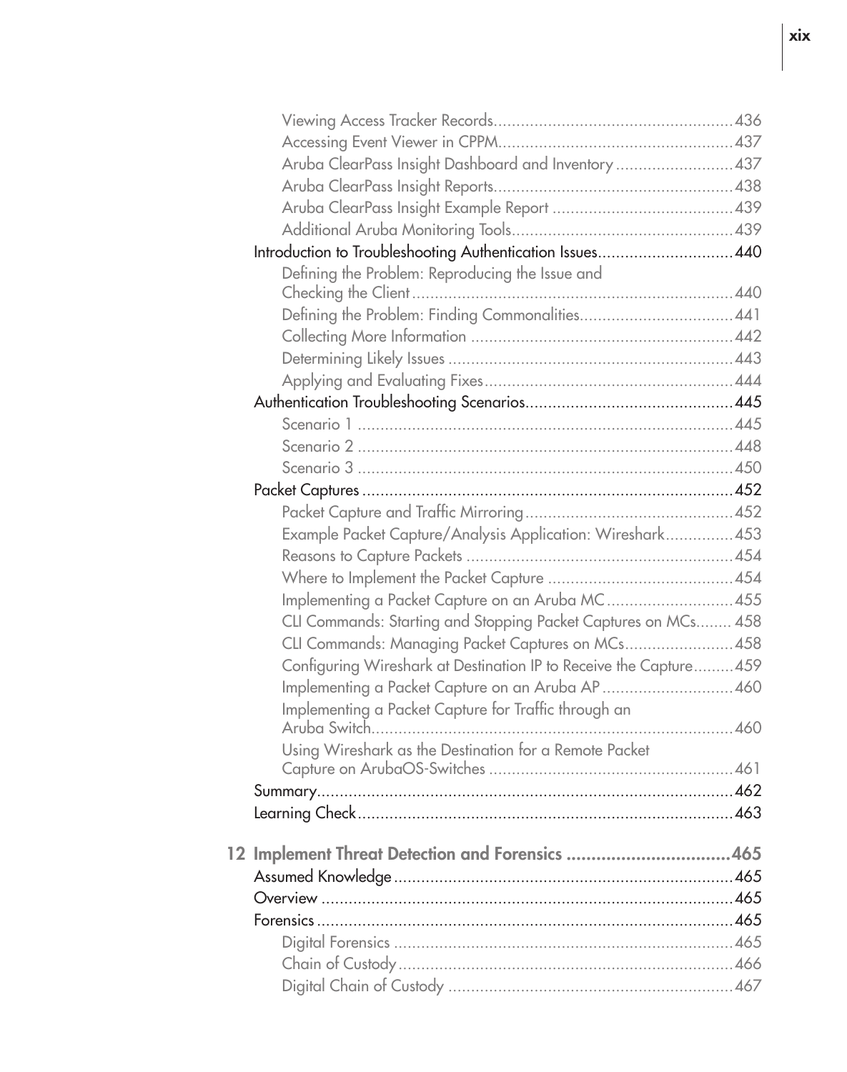- Viewing Access Tracker Records.....436
- Accessing Event Viewer in CPPM.....437
- Aruba ClearPass Insight Dashboard and Inventory.....437
- Aruba ClearPass Insight Reports.....438
- Aruba ClearPass Insight Example Report.....439
- Additional Aruba Monitoring Tools.....439

Introduction to Troubleshooting Authentication Issues.....440

- Defining the Problem: Reproducing the Issue and Checking the Client.....440
- Defining the Problem: Finding Commonalities.....441
- Collecting More Information.....442
- Determining Likely Issues.....443
- Applying and Evaluating Fixes.....444

Authentication Troubleshooting Scenarios.....445

- Scenario 1.....445
- Scenario 2.....448
- Scenario 3.....450

Packet Captures.....452

- Packet Capture and Traffic Mirroring.....452
- Example Packet Capture/Analysis Application: Wireshark.....453
- Reasons to Capture Packets.....454
- Where to Implement the Packet Capture.....454
- Implementing a Packet Capture on an Aruba MC.....455
- CLI Commands: Starting and Stopping Packet Captures on MCs.....458
- CLI Commands: Managing Packet Captures on MCs.....458
- Configuring Wireshark at Destination IP to Receive the Capture.....459
- Implementing a Packet Capture on an Aruba AP.....460
- Implementing a Packet Capture for Traffic through an Aruba Switch.....460
- Using Wireshark as the Destination for a Remote Packet Capture on ArubaOS-Switches.....461

Summary.....462

Learning Check.....463

## 12 Implement Threat Detection and Forensics.....465

Assumed Knowledge.....465

Overview.....465

Forensics.....465

- Digital Forensics.....465
- Chain of Custody.....466
- Digital Chain of Custody.....467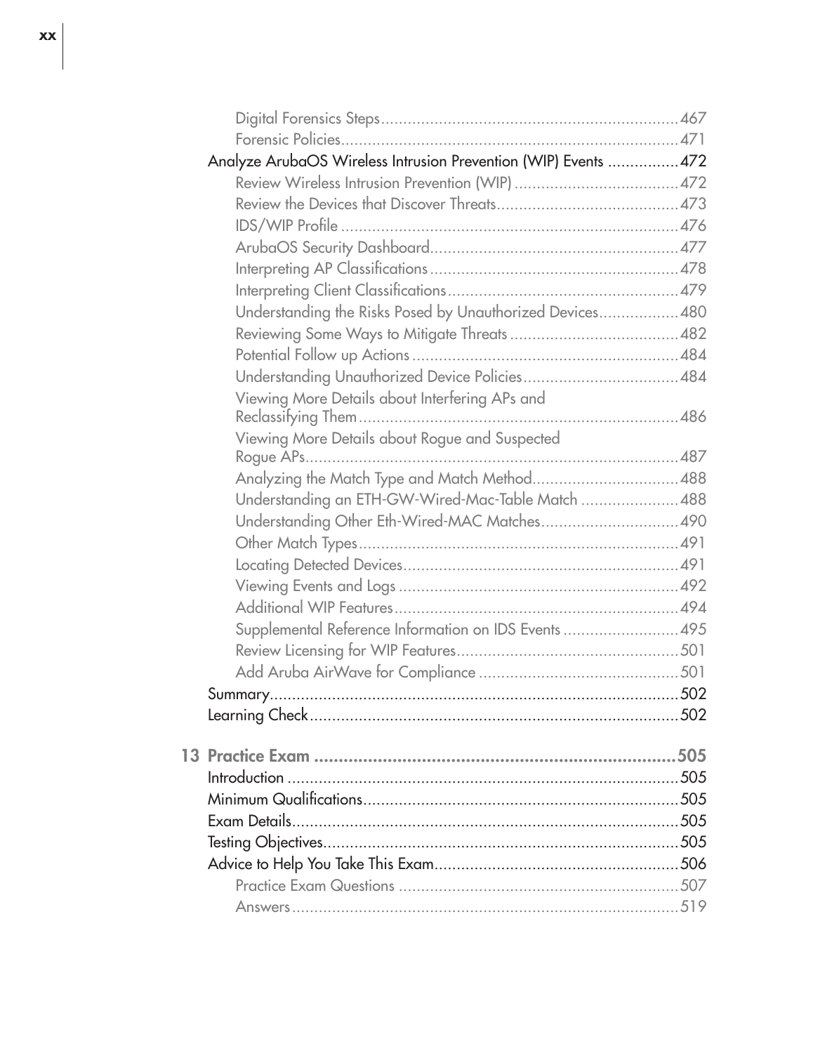- Digital Forensics Steps.....467
- Forensic Policies.....471

Analyze ArubaOS Wireless Intrusion Prevention (WIP) Events.....472

- Review Wireless Intrusion Prevention (WIP).....472
- Review the Devices that Discover Threats.....473
- IDS/WIP Profile.....476
- ArubaOS Security Dashboard.....477
- Interpreting AP Classifications.....478
- Interpreting Client Classifications.....479
- Understanding the Risks Posed by Unauthorized Devices.....480
- Reviewing Some Ways to Mitigate Threats.....482
- Potential Follow up Actions.....484
- Understanding Unauthorized Device Policies.....484
- Viewing More Details about Interfering APs and Reclassifying Them.....486
- Viewing More Details about Rogue and Suspected Rogue APs.....487
- Analyzing the Match Type and Match Method.....488
- Understanding an ETH-GW-Wired-Mac-Table Match.....488
- Understanding Other Eth-Wired-MAC Matches.....490
- Other Match Types.....491
- Locating Detected Devices.....491
- Viewing Events and Logs.....492
- Additional WIP Features.....494
- Supplemental Reference Information on IDS Events.....495
- Review Licensing for WIP Features.....501
- Add Aruba AirWave for Compliance.....501

Summary.....502

Learning Check.....502

**13 Practice Exam.....505**

Introduction.....505

Minimum Qualifications.....505

Exam Details.....505

Testing Objectives.....505

Advice to Help You Take This Exam.....506

- Practice Exam Questions.....507
- Answers.....519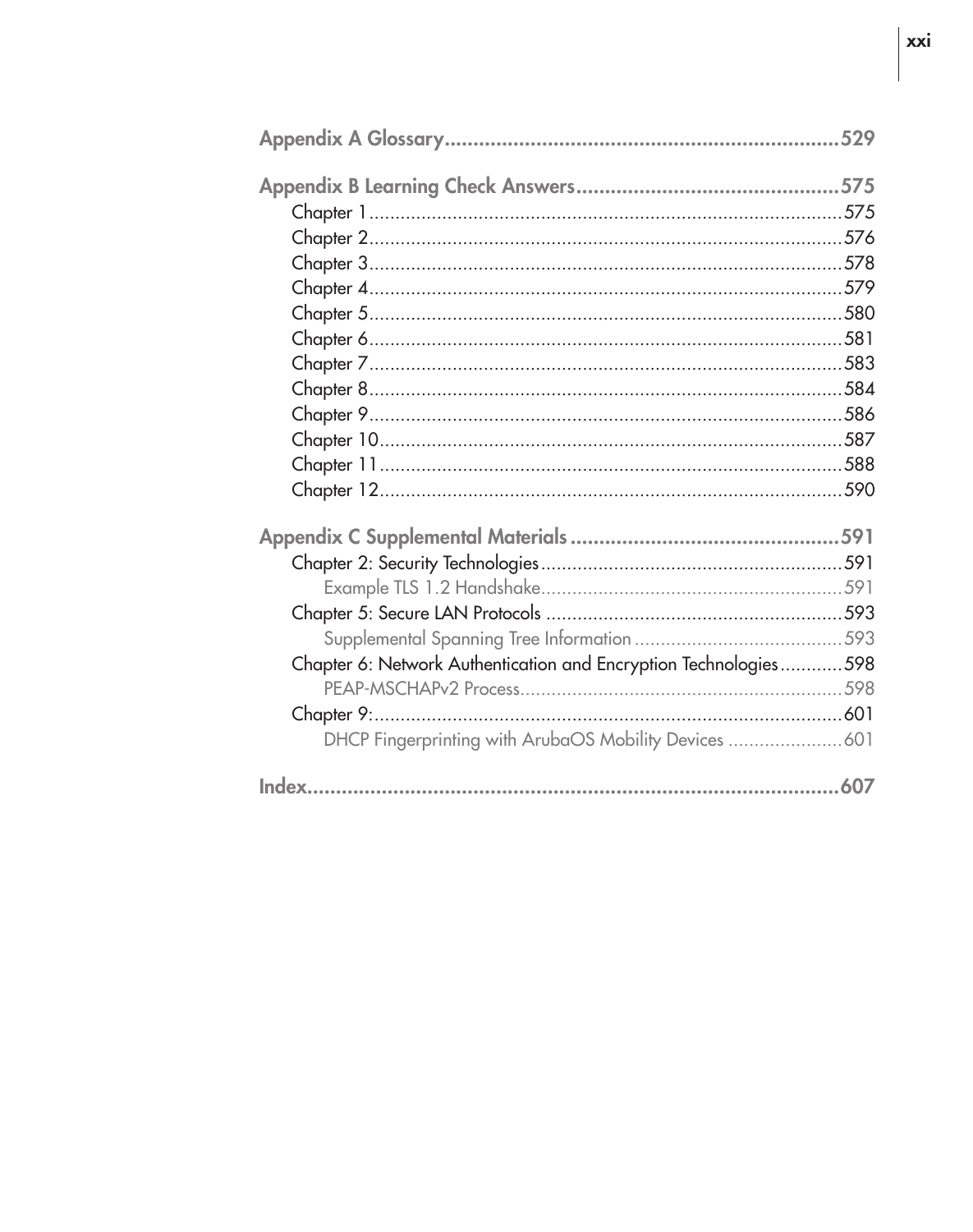**Appendix A Glossary....................................................................529**

**Appendix B Learning Check Answers...........................................575**

- Chapter 1..........................................................................................575
- Chapter 2..........................................................................................576
- Chapter 3..........................................................................................578
- Chapter 4..........................................................................................579
- Chapter 5..........................................................................................580
- Chapter 6..........................................................................................581
- Chapter 7..........................................................................................583
- Chapter 8..........................................................................................584
- Chapter 9..........................................................................................586
- Chapter 10........................................................................................587
- Chapter 11........................................................................................588
- Chapter 12........................................................................................590

**Appendix C Supplemental Materials ...............................................591**

- Chapter 2: Security Technologies.........................................................591
  - Example TLS 1.2 Handshake.........................................................591
- Chapter 5: Secure LAN Protocols ........................................................593
  - Supplemental Spanning Tree Information .......................................593
- Chapter 6: Network Authentication and Encryption Technologies............598
  - PEAP-MSCHAPv2 Process.............................................................598
- Chapter 9:.........................................................................................601
  - DHCP Fingerprinting with ArubaOS Mobility Devices .....................601

**Index..............................................................................................607**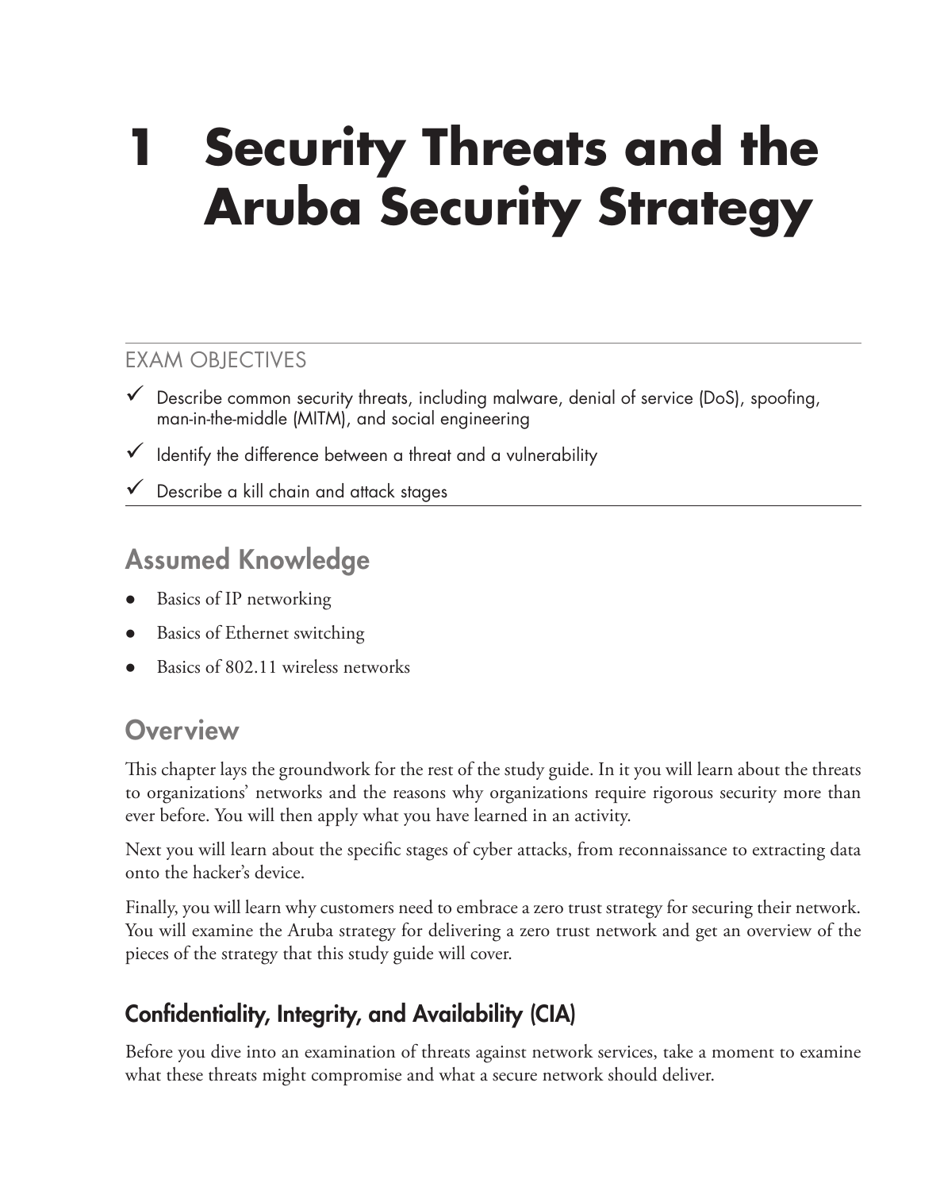# 1 Security Threats and the Aruba Security Strategy

EXAM OBJECTIVES

- ✓ Describe common security threats, including malware, denial of service (DoS), spoofing, man-in-the-middle (MITM), and social engineering
- ✓ Identify the difference between a threat and a vulnerability
- ✓ Describe a kill chain and attack stages

## Assumed Knowledge

- Basics of IP networking
- Basics of Ethernet switching
- Basics of 802.11 wireless networks

## Overview

This chapter lays the groundwork for the rest of the study guide. In it you will learn about the threats to organizations' networks and the reasons why organizations require rigorous security more than ever before. You will then apply what you have learned in an activity.

Next you will learn about the specific stages of cyber attacks, from reconnaissance to extracting data onto the hacker's device.

Finally, you will learn why customers need to embrace a zero trust strategy for securing their network. You will examine the Aruba strategy for delivering a zero trust network and get an overview of the pieces of the strategy that this study guide will cover.

### Confidentiality, Integrity, and Availability (CIA)

Before you dive into an examination of threats against network services, take a moment to examine what these threats might compromise and what a secure network should deliver.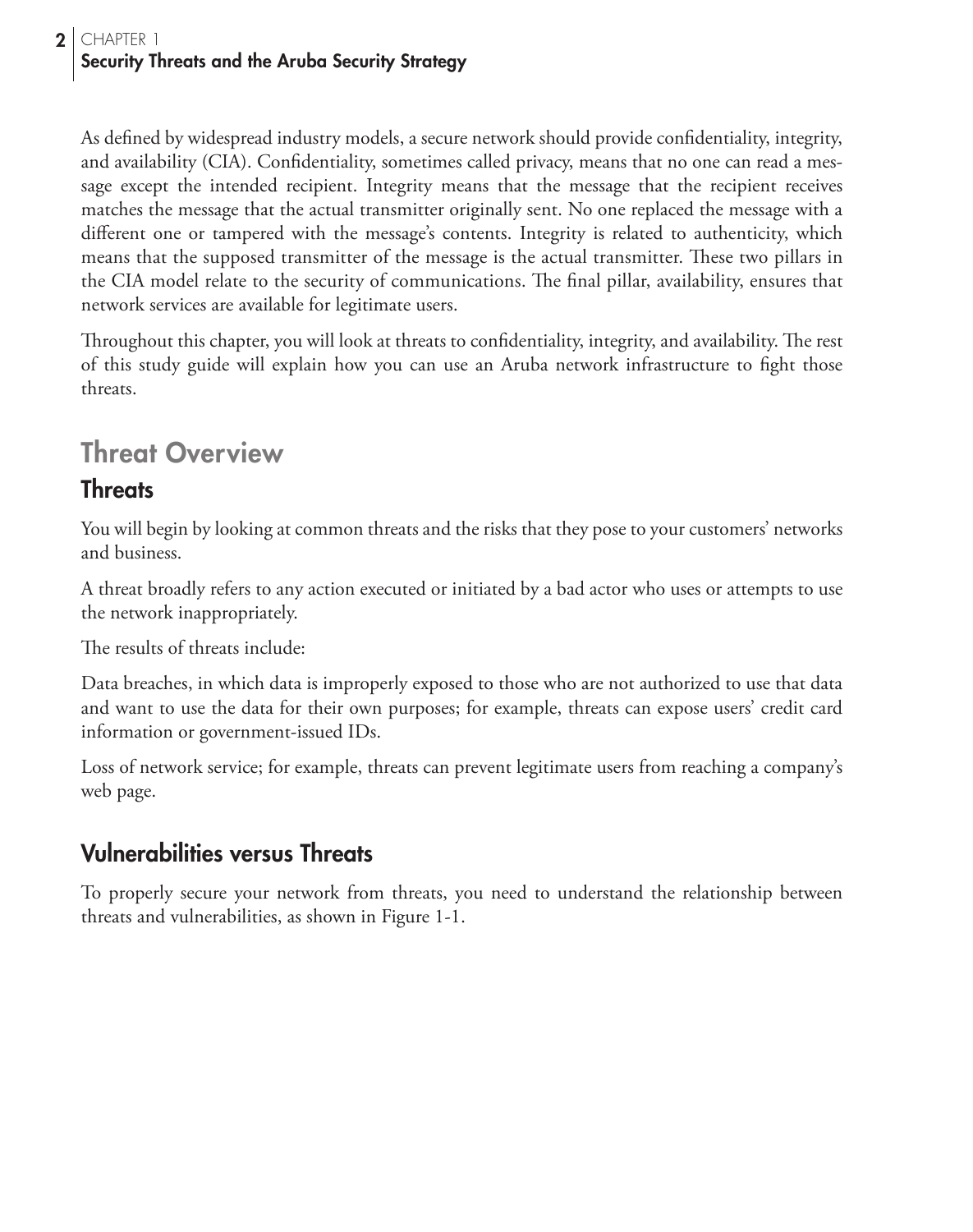As defined by widespread industry models, a secure network should provide confidentiality, integrity, and availability (CIA). Confidentiality, sometimes called privacy, means that no one can read a message except the intended recipient. Integrity means that the message that the recipient receives matches the message that the actual transmitter originally sent. No one replaced the message with a different one or tampered with the message's contents. Integrity is related to authenticity, which means that the supposed transmitter of the message is the actual transmitter. These two pillars in the CIA model relate to the security of communications. The final pillar, availability, ensures that network services are available for legitimate users.

Throughout this chapter, you will look at threats to confidentiality, integrity, and availability. The rest of this study guide will explain how you can use an Aruba network infrastructure to fight those threats.

## Threat Overview

### Threats

You will begin by looking at common threats and the risks that they pose to your customers' networks and business.

A threat broadly refers to any action executed or initiated by a bad actor who uses or attempts to use the network inappropriately.

The results of threats include:

Data breaches, in which data is improperly exposed to those who are not authorized to use that data and want to use the data for their own purposes; for example, threats can expose users' credit card information or government-issued IDs.

Loss of network service; for example, threats can prevent legitimate users from reaching a company's web page.

### Vulnerabilities versus Threats

To properly secure your network from threats, you need to understand the relationship between threats and vulnerabilities, as shown in Figure 1-1.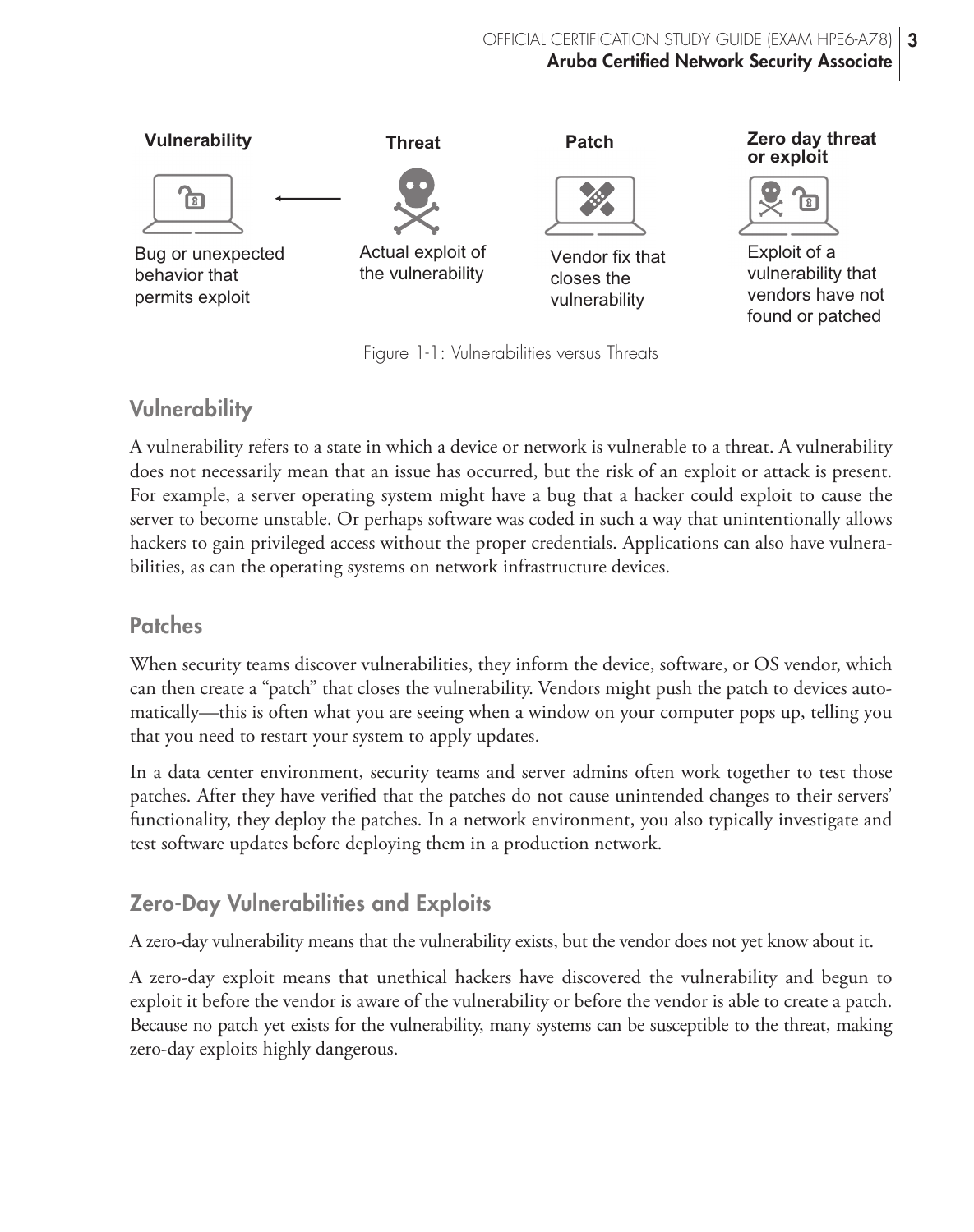Vulnerability

Bug or unexpected behavior that permits exploit

Threat

Actual exploit of the vulnerability

Patch

Vendor fix that closes the vulnerability

Zero day threat or exploit

Exploit of a vulnerability that vendors have not found or patched

Figure 1-1: Vulnerabilities versus Threats

## Vulnerability

A vulnerability refers to a state in which a device or network is vulnerable to a threat. A vulnerability does not necessarily mean that an issue has occurred, but the risk of an exploit or attack is present. For example, a server operating system might have a bug that a hacker could exploit to cause the server to become unstable. Or perhaps software was coded in such a way that unintentionally allows hackers to gain privileged access without the proper credentials. Applications can also have vulnerabilities, as can the operating systems on network infrastructure devices.

## Patches

When security teams discover vulnerabilities, they inform the device, software, or OS vendor, which can then create a "patch" that closes the vulnerability. Vendors might push the patch to devices automatically—this is often what you are seeing when a window on your computer pops up, telling you that you need to restart your system to apply updates.

In a data center environment, security teams and server admins often work together to test those patches. After they have verified that the patches do not cause unintended changes to their servers' functionality, they deploy the patches. In a network environment, you also typically investigate and test software updates before deploying them in a production network.

## Zero-Day Vulnerabilities and Exploits

A zero-day vulnerability means that the vulnerability exists, but the vendor does not yet know about it.

A zero-day exploit means that unethical hackers have discovered the vulnerability and begun to exploit it before the vendor is aware of the vulnerability or before the vendor is able to create a patch. Because no patch yet exists for the vulnerability, many systems can be susceptible to the threat, making zero-day exploits highly dangerous.